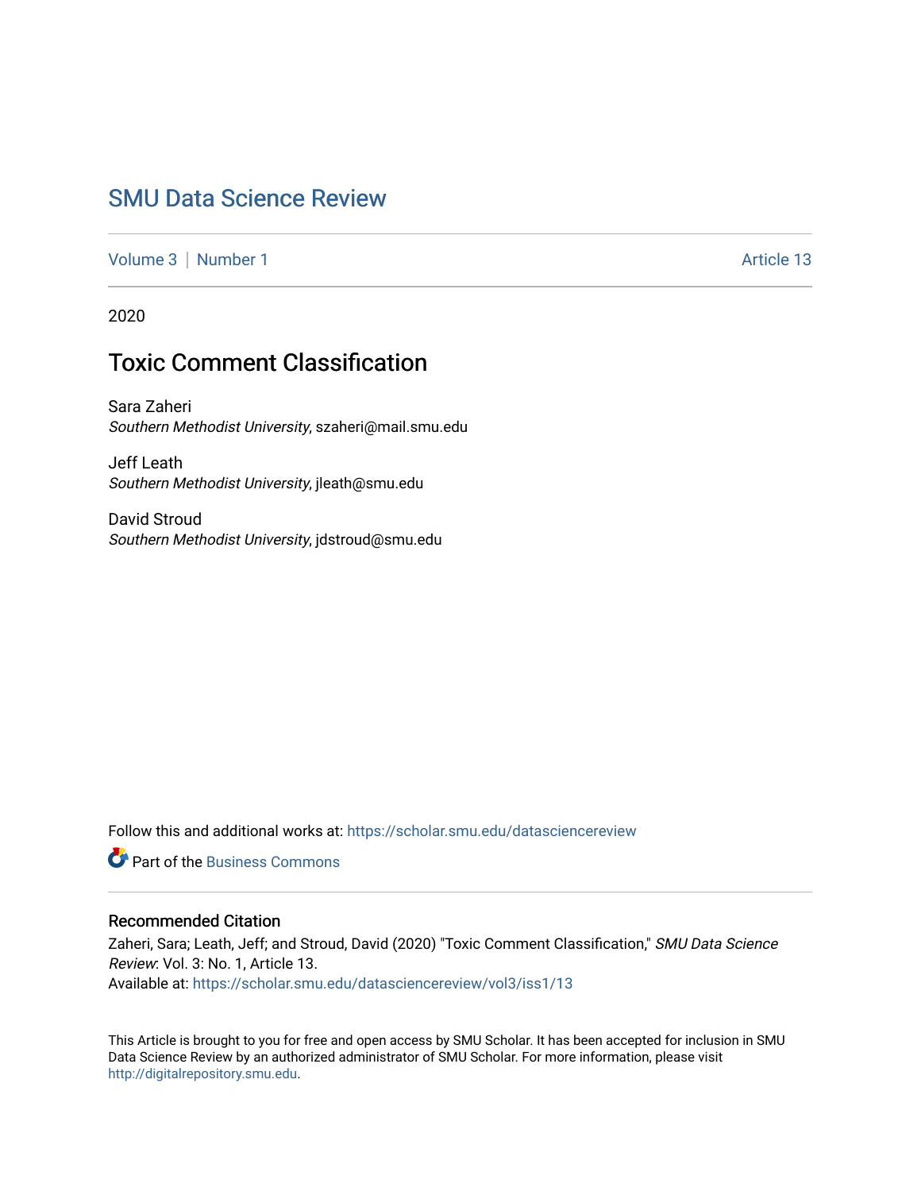# SMU Data Science Review

Volume 3 | Number 1 | Article 13

2020

## Toxic Comment Classification

Sara Zaheri
*Southern Methodist University*, szaheri@mail.smu.edu

Jeff Leath
*Southern Methodist University*, jleath@smu.edu

David Stroud
*Southern Methodist University*, jdstroud@smu.edu

Follow this and additional works at: https://scholar.smu.edu/datasciencereview

Part of the Business Commons

### Recommended Citation

Zaheri, Sara; Leath, Jeff; and Stroud, David (2020) "Toxic Comment Classification," *SMU Data Science Review*: Vol. 3: No. 1, Article 13.
Available at: https://scholar.smu.edu/datasciencereview/vol3/iss1/13

This Article is brought to you for free and open access by SMU Scholar. It has been accepted for inclusion in SMU Data Science Review by an authorized administrator of SMU Scholar. For more information, please visit http://digitalrepository.smu.edu.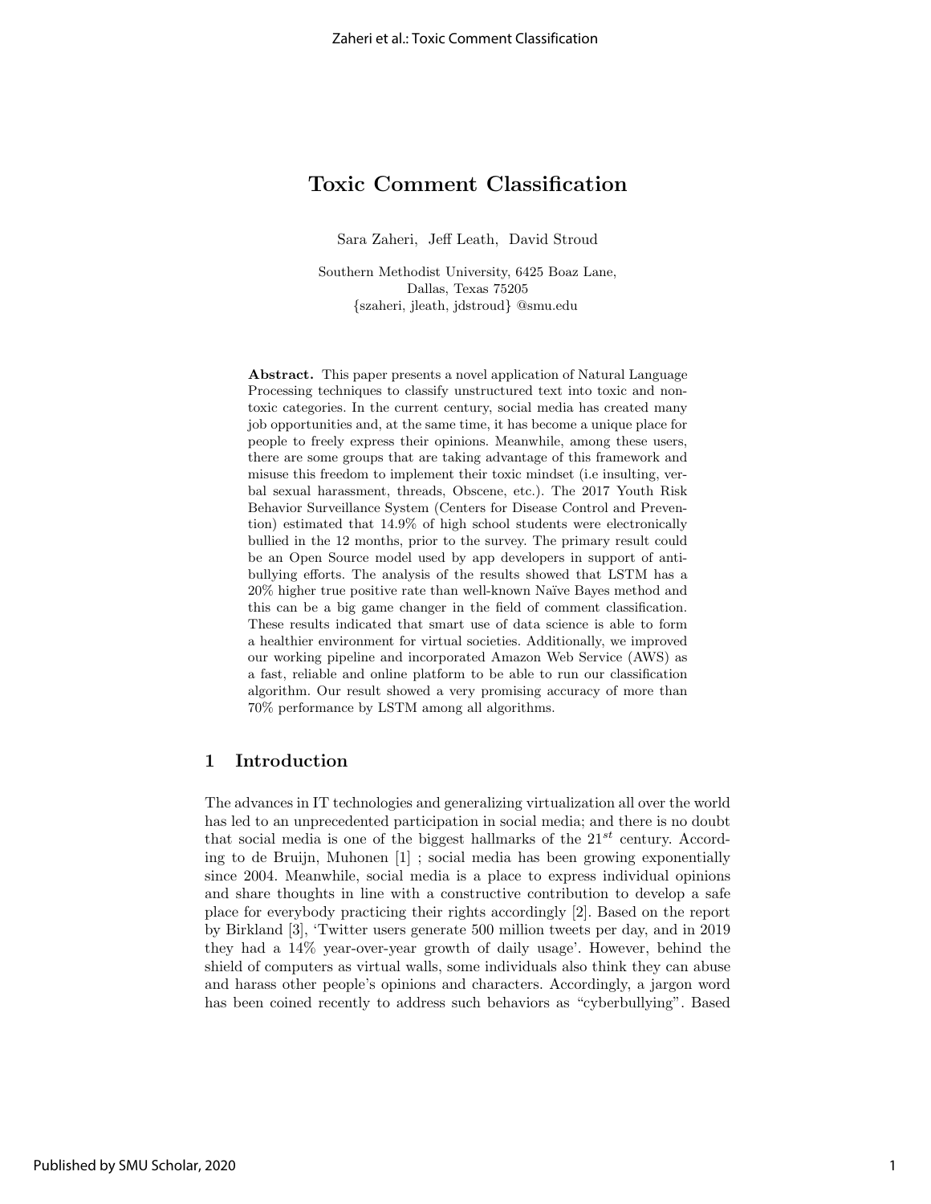# Toxic Comment Classification

Sara Zaheri, Jeff Leath, David Stroud

Southern Methodist University, 6425 Boaz Lane,
Dallas, Texas 75205
{szaheri, jleath, jdstroud} @smu.edu

**Abstract.** This paper presents a novel application of Natural Language Processing techniques to classify unstructured text into toxic and non-toxic categories. In the current century, social media has created many job opportunities and, at the same time, it has become a unique place for people to freely express their opinions. Meanwhile, among these users, there are some groups that are taking advantage of this framework and misuse this freedom to implement their toxic mindset (i.e insulting, verbal sexual harassment, threads, Obscene, etc.). The 2017 Youth Risk Behavior Surveillance System (Centers for Disease Control and Prevention) estimated that 14.9% of high school students were electronically bullied in the 12 months, prior to the survey. The primary result could be an Open Source model used by app developers in support of anti-bullying efforts. The analysis of the results showed that LSTM has a 20% higher true positive rate than well-known Naïve Bayes method and this can be a big game changer in the field of comment classification. These results indicated that smart use of data science is able to form a healthier environment for virtual societies. Additionally, we improved our working pipeline and incorporated Amazon Web Service (AWS) as a fast, reliable and online platform to be able to run our classification algorithm. Our result showed a very promising accuracy of more than 70% performance by LSTM among all algorithms.

## 1 Introduction

The advances in IT technologies and generalizing virtualization all over the world has led to an unprecedented participation in social media; and there is no doubt that social media is one of the biggest hallmarks of the $21^{st}$ century. According to de Bruijn, Muhonen [1] ; social media has been growing exponentially since 2004. Meanwhile, social media is a place to express individual opinions and share thoughts in line with a constructive contribution to develop a safe place for everybody practicing their rights accordingly [2]. Based on the report by Birkland [3], 'Twitter users generate 500 million tweets per day, and in 2019 they had a 14% year-over-year growth of daily usage'. However, behind the shield of computers as virtual walls, some individuals also think they can abuse and harass other people's opinions and characters. Accordingly, a jargon word has been coined recently to address such behaviors as "cyberbullying". Based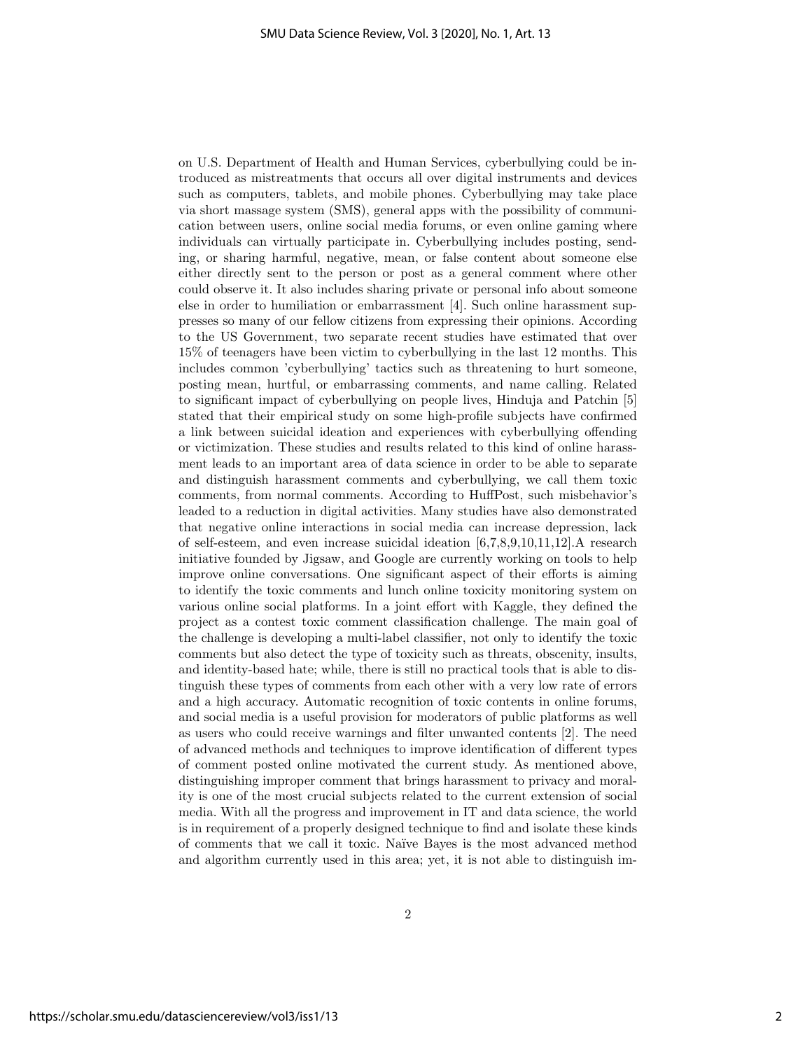on U.S. Department of Health and Human Services, cyberbullying could be introduced as mistreatments that occurs all over digital instruments and devices such as computers, tablets, and mobile phones. Cyberbullying may take place via short massage system (SMS), general apps with the possibility of communication between users, online social media forums, or even online gaming where individuals can virtually participate in. Cyberbullying includes posting, sending, or sharing harmful, negative, mean, or false content about someone else either directly sent to the person or post as a general comment where other could observe it. It also includes sharing private or personal info about someone else in order to humiliation or embarrassment [4]. Such online harassment suppresses so many of our fellow citizens from expressing their opinions. According to the US Government, two separate recent studies have estimated that over 15% of teenagers have been victim to cyberbullying in the last 12 months. This includes common 'cyberbullying' tactics such as threatening to hurt someone, posting mean, hurtful, or embarrassing comments, and name calling. Related to significant impact of cyberbullying on people lives, Hinduja and Patchin [5] stated that their empirical study on some high-profile subjects have confirmed a link between suicidal ideation and experiences with cyberbullying offending or victimization. These studies and results related to this kind of online harassment leads to an important area of data science in order to be able to separate and distinguish harassment comments and cyberbullying, we call them toxic comments, from normal comments. According to HuffPost, such misbehavior's leaded to a reduction in digital activities. Many studies have also demonstrated that negative online interactions in social media can increase depression, lack of self-esteem, and even increase suicidal ideation [6,7,8,9,10,11,12].A research initiative founded by Jigsaw, and Google are currently working on tools to help improve online conversations. One significant aspect of their efforts is aiming to identify the toxic comments and lunch online toxicity monitoring system on various online social platforms. In a joint effort with Kaggle, they defined the project as a contest toxic comment classification challenge. The main goal of the challenge is developing a multi-label classifier, not only to identify the toxic comments but also detect the type of toxicity such as threats, obscenity, insults, and identity-based hate; while, there is still no practical tools that is able to distinguish these types of comments from each other with a very low rate of errors and a high accuracy. Automatic recognition of toxic contents in online forums, and social media is a useful provision for moderators of public platforms as well as users who could receive warnings and filter unwanted contents [2]. The need of advanced methods and techniques to improve identification of different types of comment posted online motivated the current study. As mentioned above, distinguishing improper comment that brings harassment to privacy and morality is one of the most crucial subjects related to the current extension of social media. With all the progress and improvement in IT and data science, the world is in requirement of a properly designed technique to find and isolate these kinds of comments that we call it toxic. Naïve Bayes is the most advanced method and algorithm currently used in this area; yet, it is not able to distinguish im-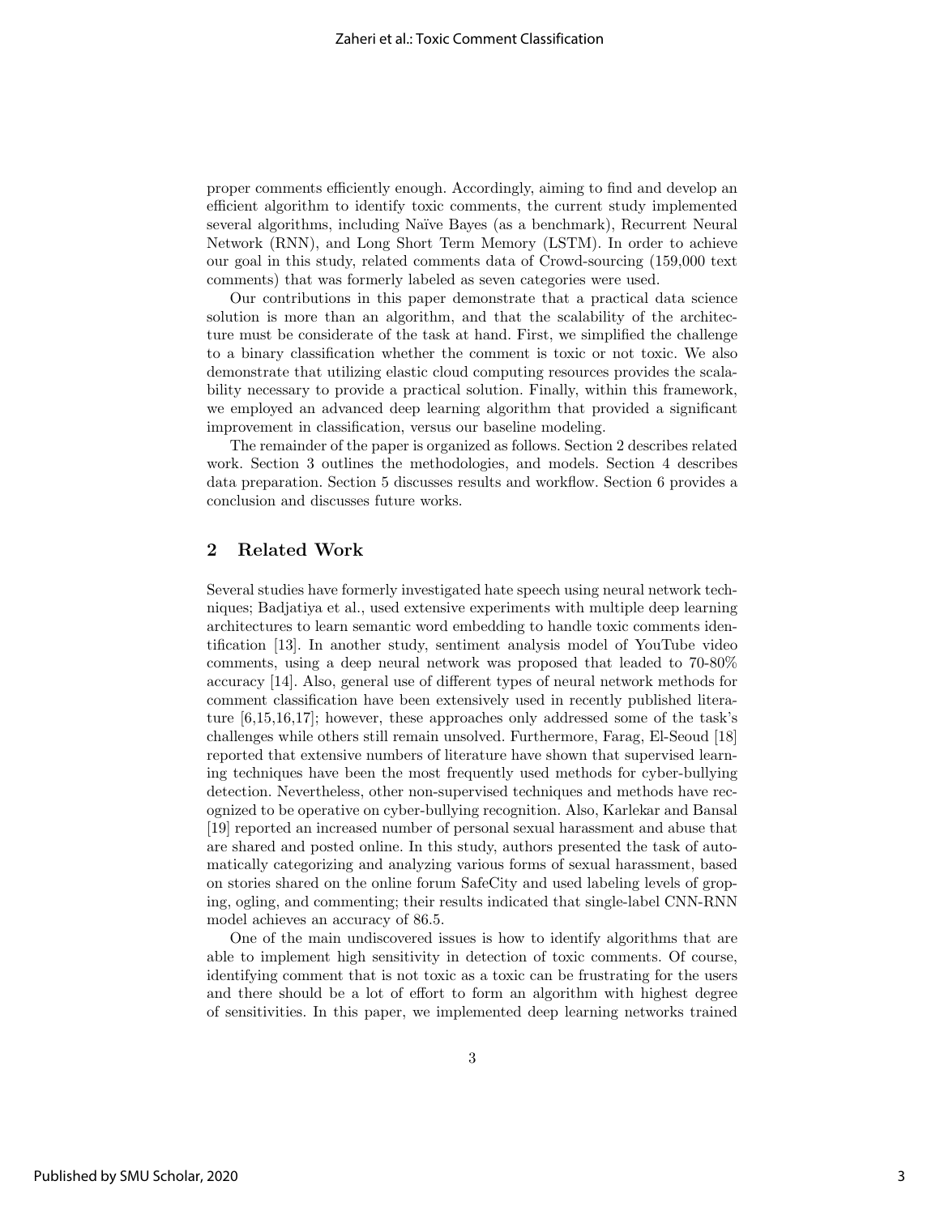proper comments efficiently enough. Accordingly, aiming to find and develop an efficient algorithm to identify toxic comments, the current study implemented several algorithms, including Naïve Bayes (as a benchmark), Recurrent Neural Network (RNN), and Long Short Term Memory (LSTM). In order to achieve our goal in this study, related comments data of Crowd-sourcing (159,000 text comments) that was formerly labeled as seven categories were used.

Our contributions in this paper demonstrate that a practical data science solution is more than an algorithm, and that the scalability of the architecture must be considerate of the task at hand. First, we simplified the challenge to a binary classification whether the comment is toxic or not toxic. We also demonstrate that utilizing elastic cloud computing resources provides the scalability necessary to provide a practical solution. Finally, within this framework, we employed an advanced deep learning algorithm that provided a significant improvement in classification, versus our baseline modeling.

The remainder of the paper is organized as follows. Section 2 describes related work. Section 3 outlines the methodologies, and models. Section 4 describes data preparation. Section 5 discusses results and workflow. Section 6 provides a conclusion and discusses future works.

## 2 Related Work

Several studies have formerly investigated hate speech using neural network techniques; Badjatiya et al., used extensive experiments with multiple deep learning architectures to learn semantic word embedding to handle toxic comments identification [13]. In another study, sentiment analysis model of YouTube video comments, using a deep neural network was proposed that leaded to 70-80% accuracy [14]. Also, general use of different types of neural network methods for comment classification have been extensively used in recently published literature [6,15,16,17]; however, these approaches only addressed some of the task's challenges while others still remain unsolved. Furthermore, Farag, El-Seoud [18] reported that extensive numbers of literature have shown that supervised learning techniques have been the most frequently used methods for cyber-bullying detection. Nevertheless, other non-supervised techniques and methods have recognized to be operative on cyber-bullying recognition. Also, Karlekar and Bansal [19] reported an increased number of personal sexual harassment and abuse that are shared and posted online. In this study, authors presented the task of automatically categorizing and analyzing various forms of sexual harassment, based on stories shared on the online forum SafeCity and used labeling levels of groping, ogling, and commenting; their results indicated that single-label CNN-RNN model achieves an accuracy of 86.5.

One of the main undiscovered issues is how to identify algorithms that are able to implement high sensitivity in detection of toxic comments. Of course, identifying comment that is not toxic as a toxic can be frustrating for the users and there should be a lot of effort to form an algorithm with highest degree of sensitivities. In this paper, we implemented deep learning networks trained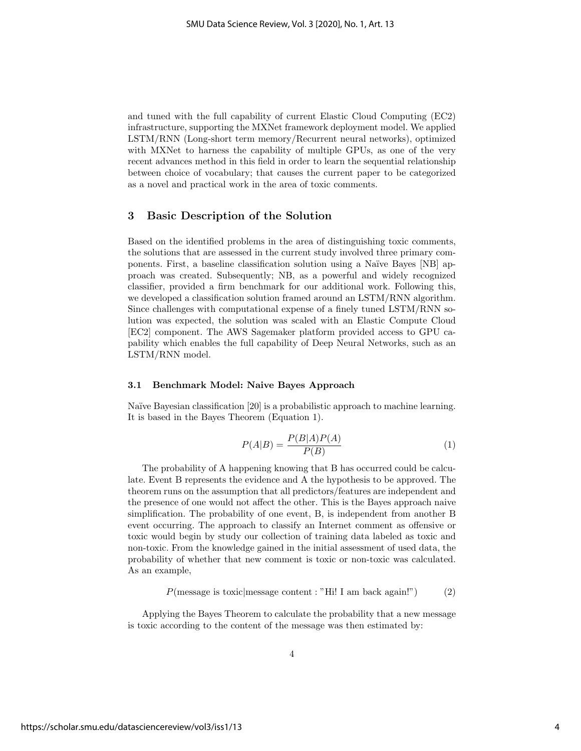and tuned with the full capability of current Elastic Cloud Computing (EC2) infrastructure, supporting the MXNet framework deployment model. We applied LSTM/RNN (Long-short term memory/Recurrent neural networks), optimized with MXNet to harness the capability of multiple GPUs, as one of the very recent advances method in this field in order to learn the sequential relationship between choice of vocabulary; that causes the current paper to be categorized as a novel and practical work in the area of toxic comments.

## 3 Basic Description of the Solution

Based on the identified problems in the area of distinguishing toxic comments, the solutions that are assessed in the current study involved three primary components. First, a baseline classification solution using a Naïve Bayes [NB] approach was created. Subsequently; NB, as a powerful and widely recognized classifier, provided a firm benchmark for our additional work. Following this, we developed a classification solution framed around an LSTM/RNN algorithm. Since challenges with computational expense of a finely tuned LSTM/RNN solution was expected, the solution was scaled with an Elastic Compute Cloud [EC2] component. The AWS Sagemaker platform provided access to GPU capability which enables the full capability of Deep Neural Networks, such as an LSTM/RNN model.

### 3.1 Benchmark Model: Naive Bayes Approach

Naïve Bayesian classification [20] is a probabilistic approach to machine learning. It is based in the Bayes Theorem (Equation 1).

$$P(A|B) = \frac{P(B|A)P(A)}{P(B)} \tag{1}$$

The probability of A happening knowing that B has occurred could be calculate. Event B represents the evidence and A the hypothesis to be approved. The theorem runs on the assumption that all predictors/features are independent and the presence of one would not affect the other. This is the Bayes approach naive simplification. The probability of one event, B, is independent from another B event occurring. The approach to classify an Internet comment as offensive or toxic would begin by study our collection of training data labeled as toxic and non-toxic. From the knowledge gained in the initial assessment of used data, the probability of whether that new comment is toxic or non-toxic was calculated. As an example,

$$P(\text{message is toxic}|\text{message content : "Hi! I am back again!"}) \tag{2}$$

Applying the Bayes Theorem to calculate the probability that a new message is toxic according to the content of the message was then estimated by: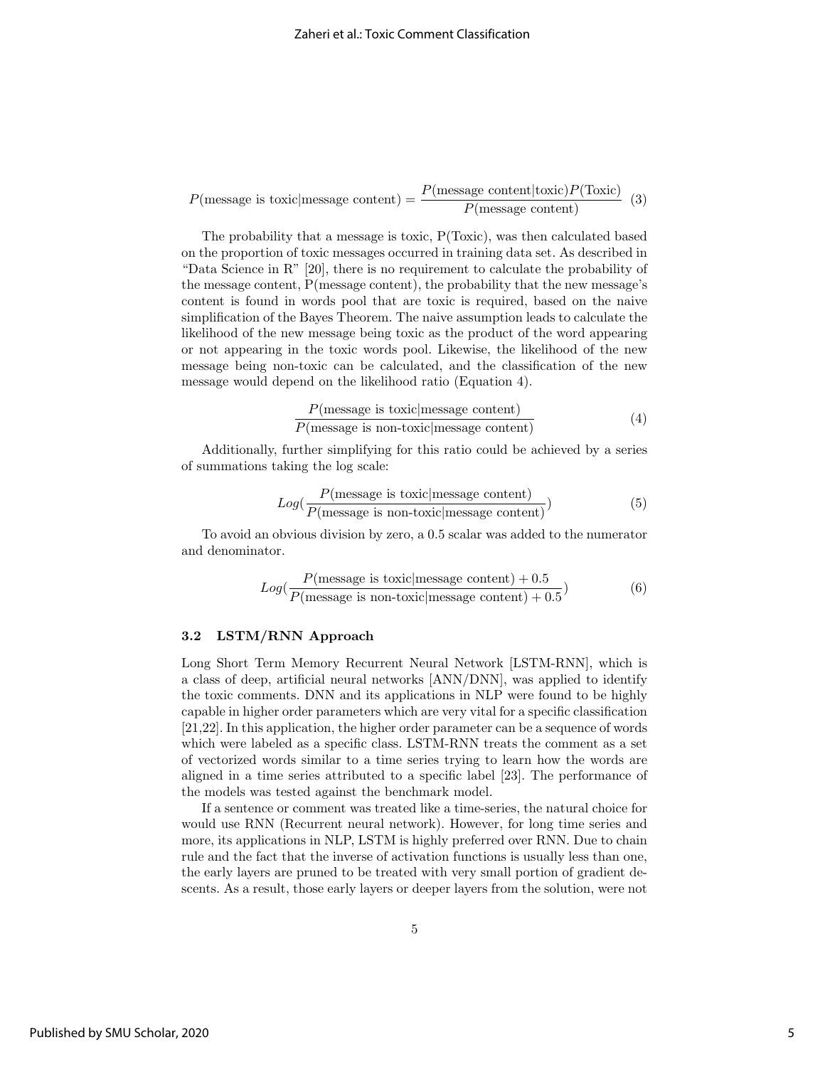$$P(\text{message is toxic}|\text{message content}) = \frac{P(\text{message content}|\text{toxic})P(\text{Toxic})}{P(\text{message content})} \quad (3)$$

The probability that a message is toxic, P(Toxic), was then calculated based on the proportion of toxic messages occurred in training data set. As described in "Data Science in R" [20], there is no requirement to calculate the probability of the message content, P(message content), the probability that the new message's content is found in words pool that are toxic is required, based on the naive simplification of the Bayes Theorem. The naive assumption leads to calculate the likelihood of the new message being toxic as the product of the word appearing or not appearing in the toxic words pool. Likewise, the likelihood of the new message being non-toxic can be calculated, and the classification of the new message would depend on the likelihood ratio (Equation 4).

$$\frac{P(\text{message is toxic}|\text{message content})}{P(\text{message is non-toxic}|\text{message content})} \quad (4)$$

Additionally, further simplifying for this ratio could be achieved by a series of summations taking the log scale:

$$Log(\frac{P(\text{message is toxic}|\text{message content})}{P(\text{message is non-toxic}|\text{message content})}) \quad (5)$$

To avoid an obvious division by zero, a 0.5 scalar was added to the numerator and denominator.

$$Log(\frac{P(\text{message is toxic}|\text{message content}) + 0.5}{P(\text{message is non-toxic}|\text{message content}) + 0.5}) \quad (6)$$

### 3.2 LSTM/RNN Approach

Long Short Term Memory Recurrent Neural Network [LSTM-RNN], which is a class of deep, artificial neural networks [ANN/DNN], was applied to identify the toxic comments. DNN and its applications in NLP were found to be highly capable in higher order parameters which are very vital for a specific classification [21,22]. In this application, the higher order parameter can be a sequence of words which were labeled as a specific class. LSTM-RNN treats the comment as a set of vectorized words similar to a time series trying to learn how the words are aligned in a time series attributed to a specific label [23]. The performance of the models was tested against the benchmark model.

If a sentence or comment was treated like a time-series, the natural choice for would use RNN (Recurrent neural network). However, for long time series and more, its applications in NLP, LSTM is highly preferred over RNN. Due to chain rule and the fact that the inverse of activation functions is usually less than one, the early layers are pruned to be treated with very small portion of gradient descents. As a result, those early layers or deeper layers from the solution, were not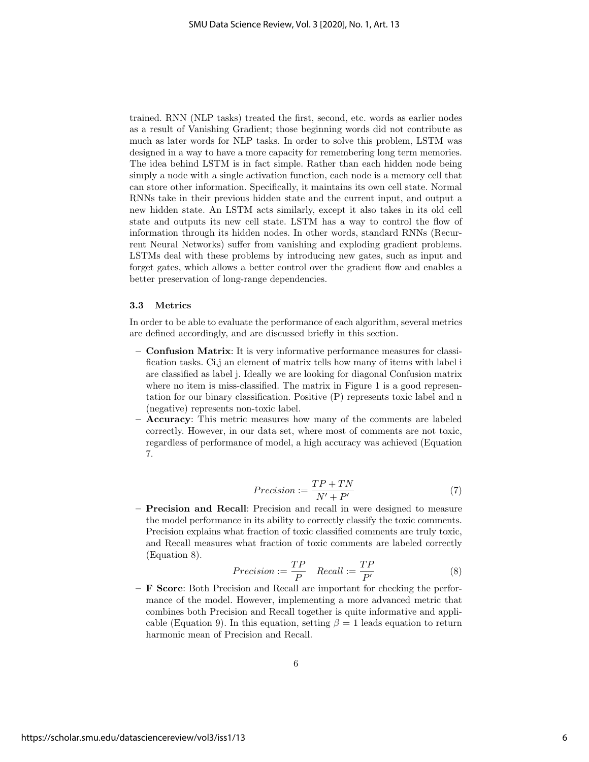trained. RNN (NLP tasks) treated the first, second, etc. words as earlier nodes as a result of Vanishing Gradient; those beginning words did not contribute as much as later words for NLP tasks. In order to solve this problem, LSTM was designed in a way to have a more capacity for remembering long term memories. The idea behind LSTM is in fact simple. Rather than each hidden node being simply a node with a single activation function, each node is a memory cell that can store other information. Specifically, it maintains its own cell state. Normal RNNs take in their previous hidden state and the current input, and output a new hidden state. An LSTM acts similarly, except it also takes in its old cell state and outputs its new cell state. LSTM has a way to control the flow of information through its hidden nodes. In other words, standard RNNs (Recurrent Neural Networks) suffer from vanishing and exploding gradient problems. LSTMs deal with these problems by introducing new gates, such as input and forget gates, which allows a better control over the gradient flow and enables a better preservation of long-range dependencies.

### 3.3 Metrics

In order to be able to evaluate the performance of each algorithm, several metrics are defined accordingly, and are discussed briefly in this section.

- **Confusion Matrix**: It is very informative performance measures for classification tasks. Ci,j an element of matrix tells how many of items with label i are classified as label j. Ideally we are looking for diagonal Confusion matrix where no item is miss-classified. The matrix in Figure 1 is a good representation for our binary classification. Positive (P) represents toxic label and n (negative) represents non-toxic label.
- **Accuracy**: This metric measures how many of the comments are labeled correctly. However, in our data set, where most of comments are not toxic, regardless of performance of model, a high accuracy was achieved (Equation 7.

$$Precision := \frac{TP + TN}{N' + P'} \tag{7}$$

- **Precision and Recall**: Precision and recall in were designed to measure the model performance in its ability to correctly classify the toxic comments. Precision explains what fraction of toxic classified comments are truly toxic, and Recall measures what fraction of toxic comments are labeled correctly (Equation 8).

$$Precision := \frac{TP}{P} \quad Recall := \frac{TP}{P'} \tag{8}$$

- **F Score**: Both Precision and Recall are important for checking the performance of the model. However, implementing a more advanced metric that combines both Precision and Recall together is quite informative and applicable (Equation 9). In this equation, setting $\beta = 1$ leads equation to return harmonic mean of Precision and Recall.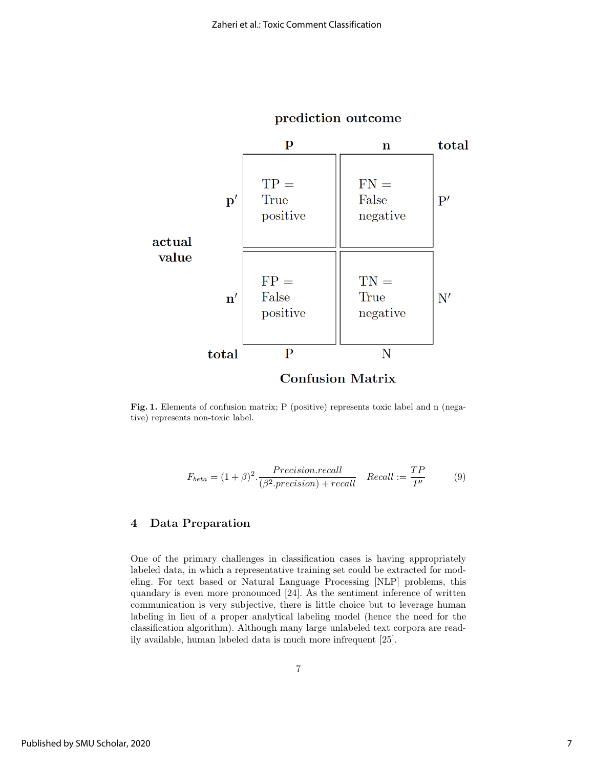|  | prediction outcome |  |  |
| --- | --- | --- | --- |
|  | **p** | **n** | **total** |
| **actual value** $\mathbf{p'}$ | TP = True positive | FN = False negative | P′ |
| **actual value** $\mathbf{n'}$ | FP = False positive | TN = True negative | N′ |
| **total** | P | N |  |

**Confusion Matrix**

**Fig. 1.** Elements of confusion matrix; P (positive) represents toxic label and n (negative) represents non-toxic label.

$$F_{beta} = (1+\beta)^2 . \frac{Precision.recall}{(\beta^2.precision) + recall} \quad Recall := \frac{TP}{P'} \tag{9}$$

## 4 Data Preparation

One of the primary challenges in classification cases is having appropriately labeled data, in which a representative training set could be extracted for modeling. For text based or Natural Language Processing [NLP] problems, this quandary is even more pronounced [24]. As the sentiment inference of written communication is very subjective, there is little choice but to leverage human labeling in lieu of a proper analytical labeling model (hence the need for the classification algorithm). Although many large unlabeled text corpora are readily available, human labeled data is much more infrequent [25].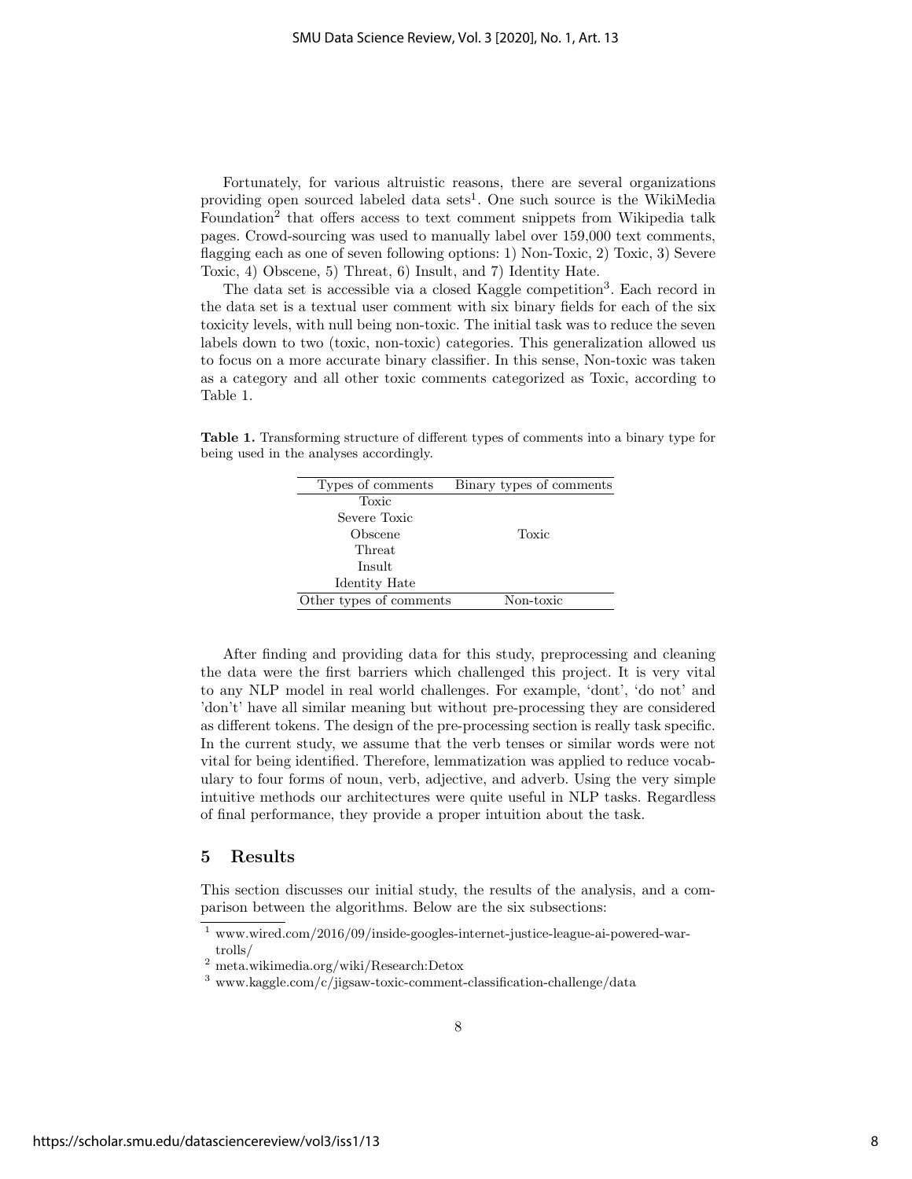Fortunately, for various altruistic reasons, there are several organizations providing open sourced labeled data sets[1]. One such source is the WikiMedia Foundation[2] that offers access to text comment snippets from Wikipedia talk pages. Crowd-sourcing was used to manually label over 159,000 text comments, flagging each as one of seven following options: 1) Non-Toxic, 2) Toxic, 3) Severe Toxic, 4) Obscene, 5) Threat, 6) Insult, and 7) Identity Hate.

The data set is accessible via a closed Kaggle competition[3]. Each record in the data set is a textual user comment with six binary fields for each of the six toxicity levels, with null being non-toxic. The initial task was to reduce the seven labels down to two (toxic, non-toxic) categories. This generalization allowed us to focus on a more accurate binary classifier. In this sense, Non-toxic was taken as a category and all other toxic comments categorized as Toxic, according to Table 1.

**Table 1.** Transforming structure of different types of comments into a binary type for being used in the analyses accordingly.

| Types of comments | Binary types of comments |
|---|---|
| Toxic | |
| Severe Toxic | |
| Obscene | Toxic |
| Threat | |
| Insult | |
| Identity Hate | |
| Other types of comments | Non-toxic |

After finding and providing data for this study, preprocessing and cleaning the data were the first barriers which challenged this project. It is very vital to any NLP model in real world challenges. For example, 'dont', 'do not' and 'don't' have all similar meaning but without pre-processing they are considered as different tokens. The design of the pre-processing section is really task specific. In the current study, we assume that the verb tenses or similar words were not vital for being identified. Therefore, lemmatization was applied to reduce vocabulary to four forms of noun, verb, adjective, and adverb. Using the very simple intuitive methods our architectures were quite useful in NLP tasks. Regardless of final performance, they provide a proper intuition about the task.

## 5 Results

This section discusses our initial study, the results of the analysis, and a comparison between the algorithms. Below are the six subsections:

[1] www.wired.com/2016/09/inside-googles-internet-justice-league-ai-powered-war-trolls/

[2] meta.wikimedia.org/wiki/Research:Detox

[3] www.kaggle.com/c/jigsaw-toxic-comment-classification-challenge/data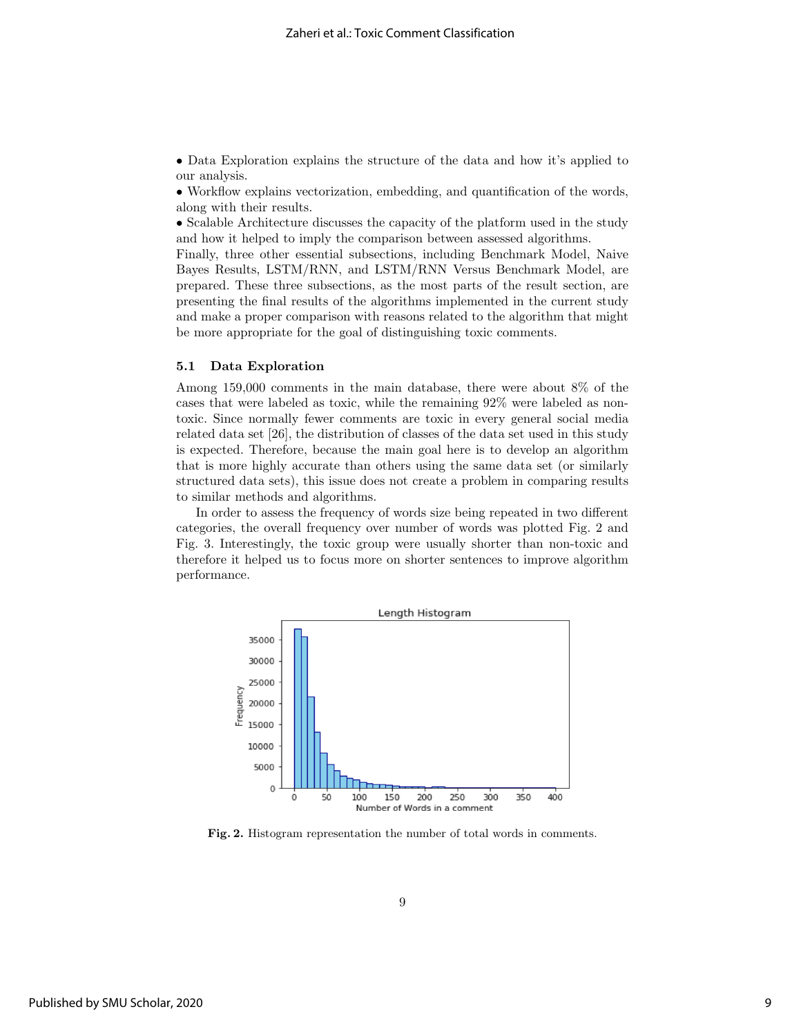• Data Exploration explains the structure of the data and how it's applied to our analysis.
• Workflow explains vectorization, embedding, and quantification of the words, along with their results.
• Scalable Architecture discusses the capacity of the platform used in the study and how it helped to imply the comparison between assessed algorithms.
Finally, three other essential subsections, including Benchmark Model, Naive Bayes Results, LSTM/RNN, and LSTM/RNN Versus Benchmark Model, are prepared. These three subsections, as the most parts of the result section, are presenting the final results of the algorithms implemented in the current study and make a proper comparison with reasons related to the algorithm that might be more appropriate for the goal of distinguishing toxic comments.

### 5.1 Data Exploration

Among 159,000 comments in the main database, there were about 8% of the cases that were labeled as toxic, while the remaining 92% were labeled as non-toxic. Since normally fewer comments are toxic in every general social media related data set [26], the distribution of classes of the data set used in this study is expected. Therefore, because the main goal here is to develop an algorithm that is more highly accurate than others using the same data set (or similarly structured data sets), this issue does not create a problem in comparing results to similar methods and algorithms.

In order to assess the frequency of words size being repeated in two different categories, the overall frequency over number of words was plotted Fig. 2 and Fig. 3. Interestingly, the toxic group were usually shorter than non-toxic and therefore it helped us to focus more on shorter sentences to improve algorithm performance.

**Fig. 2.** Histogram representation the number of total words in comments.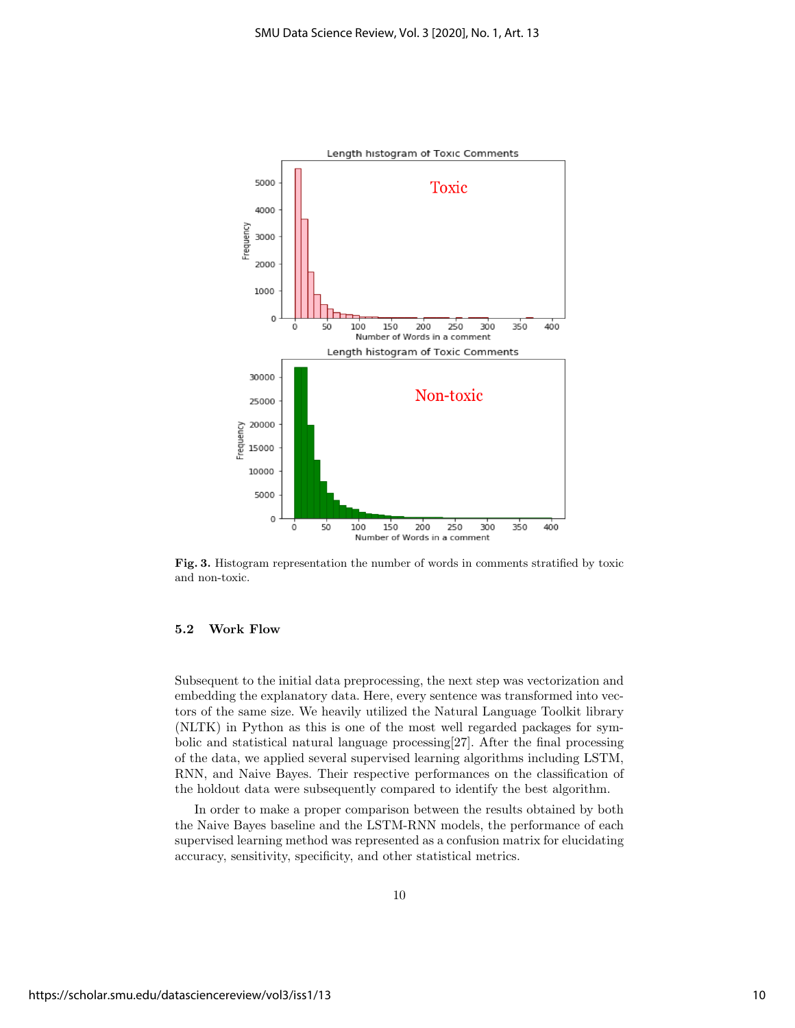**Fig. 3.** Histogram representation the number of words in comments stratified by toxic and non-toxic.

### 5.2 Work Flow

Subsequent to the initial data preprocessing, the next step was vectorization and embedding the explanatory data. Here, every sentence was transformed into vectors of the same size. We heavily utilized the Natural Language Toolkit library (NLTK) in Python as this is one of the most well regarded packages for symbolic and statistical natural language processing[27]. After the final processing of the data, we applied several supervised learning algorithms including LSTM, RNN, and Naive Bayes. Their respective performances on the classification of the holdout data were subsequently compared to identify the best algorithm.

In order to make a proper comparison between the results obtained by both the Naive Bayes baseline and the LSTM-RNN models, the performance of each supervised learning method was represented as a confusion matrix for elucidating accuracy, sensitivity, specificity, and other statistical metrics.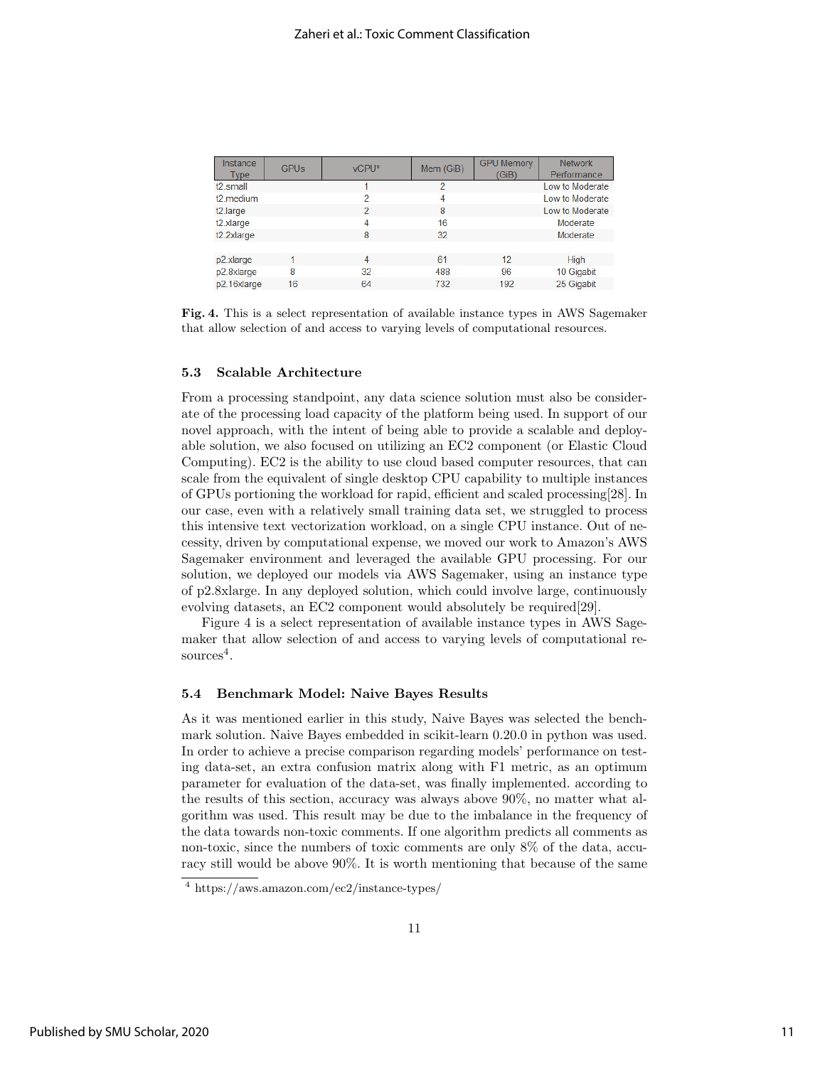| Instance Type | GPUs | vCPU* | Mem (GiB) | GPU Memory (GiB) | Network Performance |
|---|---|---|---|---|---|
| t2.small | | 1 | 2 | | Low to Moderate |
| t2.medium | | 2 | 4 | | Low to Moderate |
| t2.large | | 2 | 8 | | Low to Moderate |
| t2.xlarge | | 4 | 16 | | Moderate |
| t2.2xlarge | | 8 | 32 | | Moderate |
| | | | | | |
| p2.xlarge | 1 | 4 | 61 | 12 | High |
| p2.8xlarge | 8 | 32 | 488 | 96 | 10 Gigabit |
| p2.16xlarge | 16 | 64 | 732 | 192 | 25 Gigabit |

**Fig. 4.** This is a select representation of available instance types in AWS Sagemaker that allow selection of and access to varying levels of computational resources.

### 5.3 Scalable Architecture

From a processing standpoint, any data science solution must also be considerate of the processing load capacity of the platform being used. In support of our novel approach, with the intent of being able to provide a scalable and deployable solution, we also focused on utilizing an EC2 component (or Elastic Cloud Computing). EC2 is the ability to use cloud based computer resources, that can scale from the equivalent of single desktop CPU capability to multiple instances of GPUs portioning the workload for rapid, efficient and scaled processing[28]. In our case, even with a relatively small training data set, we struggled to process this intensive text vectorization workload, on a single CPU instance. Out of necessity, driven by computational expense, we moved our work to Amazon's AWS Sagemaker environment and leveraged the available GPU processing. For our solution, we deployed our models via AWS Sagemaker, using an instance type of p2.8xlarge. In any deployed solution, which could involve large, continuously evolving datasets, an EC2 component would absolutely be required[29].

Figure 4 is a select representation of available instance types in AWS Sagemaker that allow selection of and access to varying levels of computational resources[4].

### 5.4 Benchmark Model: Naive Bayes Results

As it was mentioned earlier in this study, Naive Bayes was selected the benchmark solution. Naive Bayes embedded in scikit-learn 0.20.0 in python was used. In order to achieve a precise comparison regarding models' performance on testing data-set, an extra confusion matrix along with F1 metric, as an optimum parameter for evaluation of the data-set, was finally implemented. according to the results of this section, accuracy was always above 90%, no matter what algorithm was used. This result may be due to the imbalance in the frequency of the data towards non-toxic comments. If one algorithm predicts all comments as non-toxic, since the numbers of toxic comments are only 8% of the data, accuracy still would be above 90%. It is worth mentioning that because of the same

[4] https://aws.amazon.com/ec2/instance-types/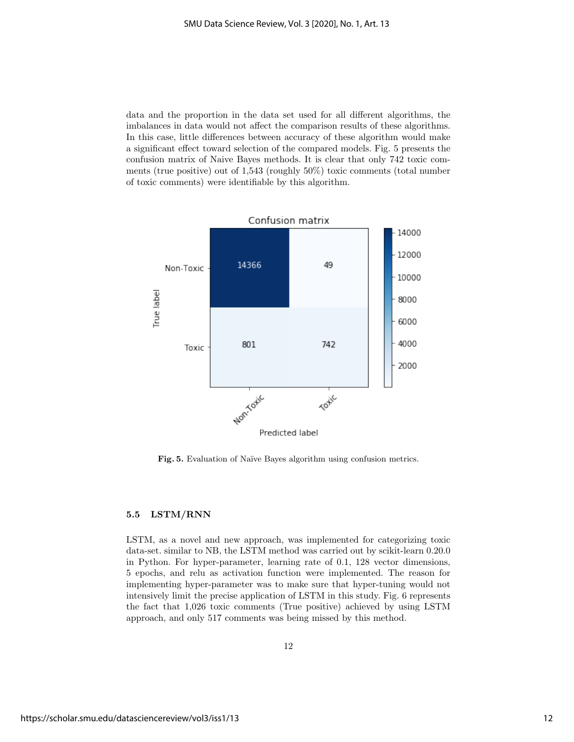data and the proportion in the data set used for all different algorithms, the imbalances in data would not affect the comparison results of these algorithms. In this case, little differences between accuracy of these algorithm would make a significant effect toward selection of the compared models. Fig. 5 presents the confusion matrix of Naive Bayes methods. It is clear that only 742 toxic comments (true positive) out of 1,543 (roughly 50%) toxic comments (total number of toxic comments) were identifiable by this algorithm.

**Fig. 5.** Evaluation of Naïve Bayes algorithm using confusion metrics.

### 5.5 LSTM/RNN

LSTM, as a novel and new approach, was implemented for categorizing toxic data-set. similar to NB, the LSTM method was carried out by scikit-learn 0.20.0 in Python. For hyper-parameter, learning rate of 0.1, 128 vector dimensions, 5 epochs, and relu as activation function were implemented. The reason for implementing hyper-parameter was to make sure that hyper-tuning would not intensively limit the precise application of LSTM in this study. Fig. 6 represents the fact that 1,026 toxic comments (True positive) achieved by using LSTM approach, and only 517 comments was being missed by this method.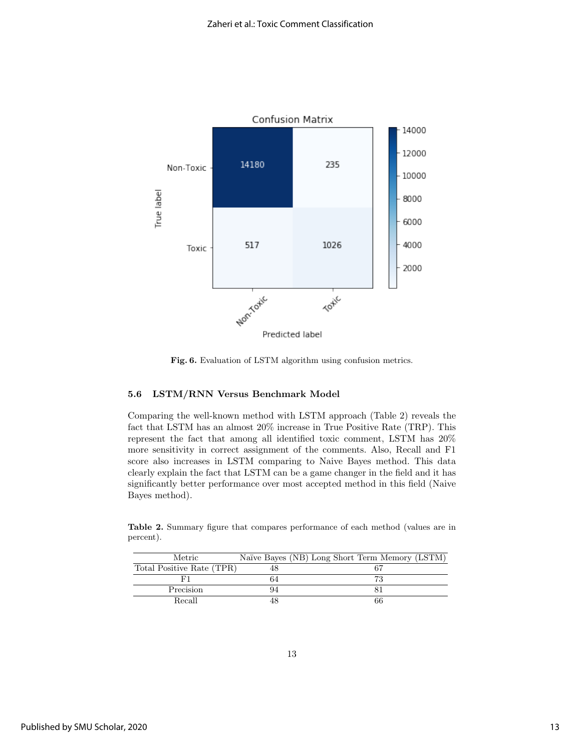**Fig. 6.** Evaluation of LSTM algorithm using confusion metrics.

### 5.6 LSTM/RNN Versus Benchmark Model

Comparing the well-known method with LSTM approach (Table 2) reveals the fact that LSTM has an almost 20% increase in True Positive Rate (TRP). This represent the fact that among all identified toxic comment, LSTM has 20% more sensitivity in correct assignment of the comments. Also, Recall and F1 score also increases in LSTM comparing to Naive Bayes method. This data clearly explain the fact that LSTM can be a game changer in the field and it has significantly better performance over most accepted method in this field (Naive Bayes method).

**Table 2.** Summary figure that compares performance of each method (values are in percent).

| Metric | Naïve Bayes (NB) | Long Short Term Memory (LSTM) |
|---|---|---|
| Total Positive Rate (TPR) | 48 | 67 |
| F1 | 64 | 73 |
| Precision | 94 | 81 |
| Recall | 48 | 66 |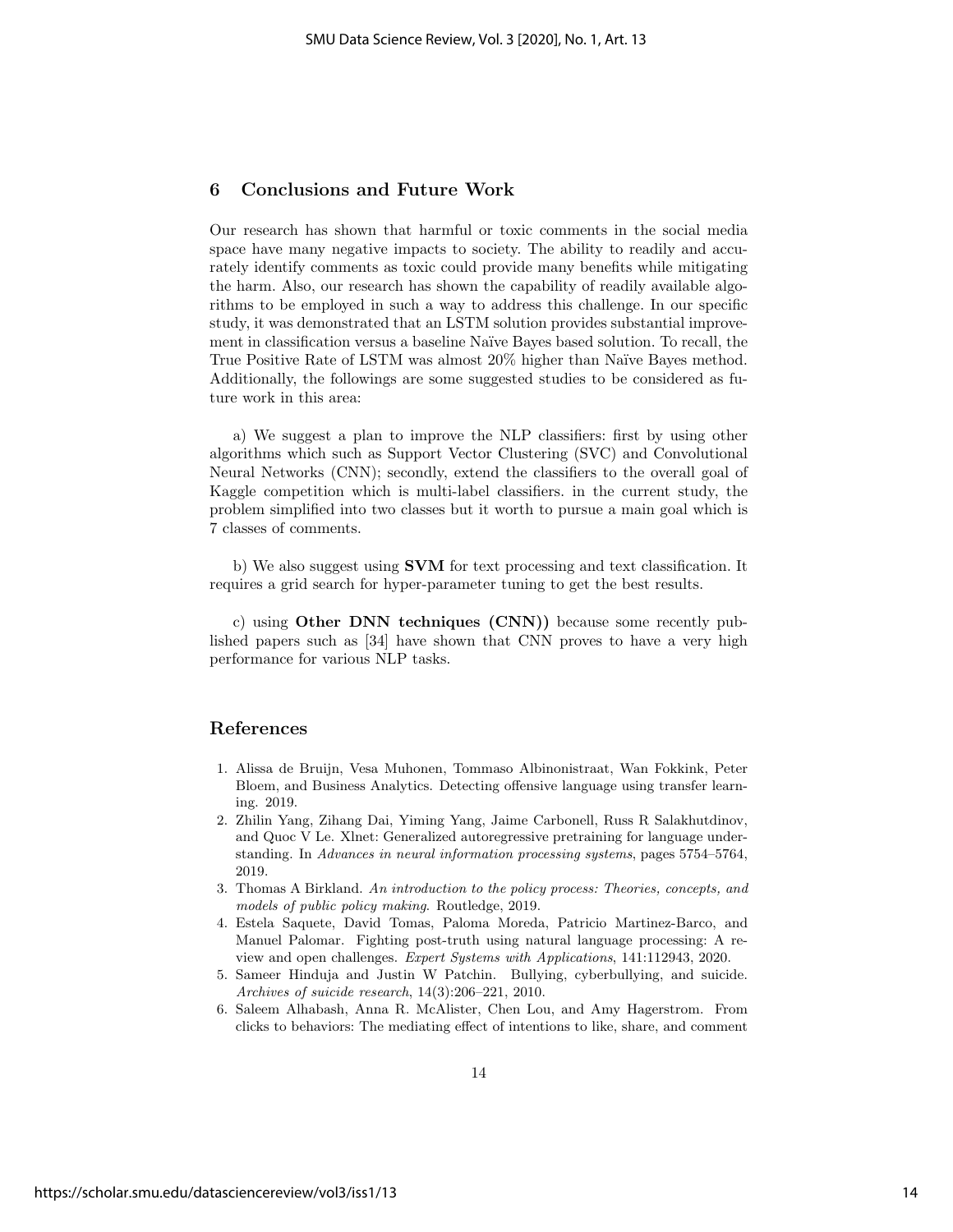## 6 Conclusions and Future Work

Our research has shown that harmful or toxic comments in the social media space have many negative impacts to society. The ability to readily and accurately identify comments as toxic could provide many benefits while mitigating the harm. Also, our research has shown the capability of readily available algorithms to be employed in such a way to address this challenge. In our specific study, it was demonstrated that an LSTM solution provides substantial improvement in classification versus a baseline Naïve Bayes based solution. To recall, the True Positive Rate of LSTM was almost 20% higher than Naïve Bayes method. Additionally, the followings are some suggested studies to be considered as future work in this area:

a) We suggest a plan to improve the NLP classifiers: first by using other algorithms which such as Support Vector Clustering (SVC) and Convolutional Neural Networks (CNN); secondly, extend the classifiers to the overall goal of Kaggle competition which is multi-label classifiers. in the current study, the problem simplified into two classes but it worth to pursue a main goal which is 7 classes of comments.

b) We also suggest using **SVM** for text processing and text classification. It requires a grid search for hyper-parameter tuning to get the best results.

c) using **Other DNN techniques (CNN))** because some recently published papers such as [34] have shown that CNN proves to have a very high performance for various NLP tasks.

## References

1. Alissa de Bruijn, Vesa Muhonen, Tommaso Albinonistraat, Wan Fokkink, Peter Bloem, and Business Analytics. Detecting offensive language using transfer learning. 2019.
2. Zhilin Yang, Zihang Dai, Yiming Yang, Jaime Carbonell, Russ R Salakhutdinov, and Quoc V Le. Xlnet: Generalized autoregressive pretraining for language understanding. In *Advances in neural information processing systems*, pages 5754–5764, 2019.
3. Thomas A Birkland. *An introduction to the policy process: Theories, concepts, and models of public policy making*. Routledge, 2019.
4. Estela Saquete, David Tomas, Paloma Moreda, Patricio Martinez-Barco, and Manuel Palomar. Fighting post-truth using natural language processing: A review and open challenges. *Expert Systems with Applications*, 141:112943, 2020.
5. Sameer Hinduja and Justin W Patchin. Bullying, cyberbullying, and suicide. *Archives of suicide research*, 14(3):206–221, 2010.
6. Saleem Alhabash, Anna R. McAlister, Chen Lou, and Amy Hagerstrom. From clicks to behaviors: The mediating effect of intentions to like, share, and comment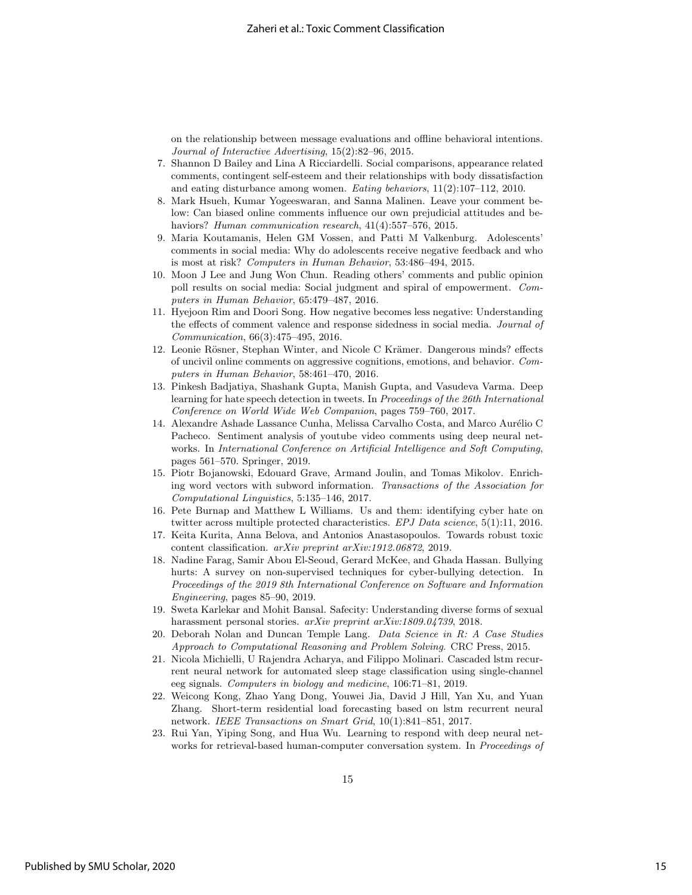on the relationship between message evaluations and offline behavioral intentions. *Journal of Interactive Advertising*, 15(2):82–96, 2015.

7. Shannon D Bailey and Lina A Ricciardelli. Social comparisons, appearance related comments, contingent self-esteem and their relationships with body dissatisfaction and eating disturbance among women. *Eating behaviors*, 11(2):107–112, 2010.
8. Mark Hsueh, Kumar Yogeeswaran, and Sanna Malinen. Leave your comment below: Can biased online comments influence our own prejudicial attitudes and behaviors? *Human communication research*, 41(4):557–576, 2015.
9. Maria Koutamanis, Helen GM Vossen, and Patti M Valkenburg. Adolescents' comments in social media: Why do adolescents receive negative feedback and who is most at risk? *Computers in Human Behavior*, 53:486–494, 2015.
10. Moon J Lee and Jung Won Chun. Reading others' comments and public opinion poll results on social media: Social judgment and spiral of empowerment. *Computers in Human Behavior*, 65:479–487, 2016.
11. Hyejoon Rim and Doori Song. How negative becomes less negative: Understanding the effects of comment valence and response sidedness in social media. *Journal of Communication*, 66(3):475–495, 2016.
12. Leonie Rösner, Stephan Winter, and Nicole C Krämer. Dangerous minds? effects of uncivil online comments on aggressive cognitions, emotions, and behavior. *Computers in Human Behavior*, 58:461–470, 2016.
13. Pinkesh Badjatiya, Shashank Gupta, Manish Gupta, and Vasudeva Varma. Deep learning for hate speech detection in tweets. In *Proceedings of the 26th International Conference on World Wide Web Companion*, pages 759–760, 2017.
14. Alexandre Ashade Lassance Cunha, Melissa Carvalho Costa, and Marco Aurélio C Pacheco. Sentiment analysis of youtube video comments using deep neural networks. In *International Conference on Artificial Intelligence and Soft Computing*, pages 561–570. Springer, 2019.
15. Piotr Bojanowski, Edouard Grave, Armand Joulin, and Tomas Mikolov. Enriching word vectors with subword information. *Transactions of the Association for Computational Linguistics*, 5:135–146, 2017.
16. Pete Burnap and Matthew L Williams. Us and them: identifying cyber hate on twitter across multiple protected characteristics. *EPJ Data science*, 5(1):11, 2016.
17. Keita Kurita, Anna Belova, and Antonios Anastasopoulos. Towards robust toxic content classification. *arXiv preprint arXiv:1912.06872*, 2019.
18. Nadine Farag, Samir Abou El-Seoud, Gerard McKee, and Ghada Hassan. Bullying hurts: A survey on non-supervised techniques for cyber-bullying detection. In *Proceedings of the 2019 8th International Conference on Software and Information Engineering*, pages 85–90, 2019.
19. Sweta Karlekar and Mohit Bansal. Safecity: Understanding diverse forms of sexual harassment personal stories. *arXiv preprint arXiv:1809.04739*, 2018.
20. Deborah Nolan and Duncan Temple Lang. *Data Science in R: A Case Studies Approach to Computational Reasoning and Problem Solving*. CRC Press, 2015.
21. Nicola Michielli, U Rajendra Acharya, and Filippo Molinari. Cascaded lstm recurrent neural network for automated sleep stage classification using single-channel eeg signals. *Computers in biology and medicine*, 106:71–81, 2019.
22. Weicong Kong, Zhao Yang Dong, Youwei Jia, David J Hill, Yan Xu, and Yuan Zhang. Short-term residential load forecasting based on lstm recurrent neural network. *IEEE Transactions on Smart Grid*, 10(1):841–851, 2017.
23. Rui Yan, Yiping Song, and Hua Wu. Learning to respond with deep neural networks for retrieval-based human-computer conversation system. In *Proceedings of*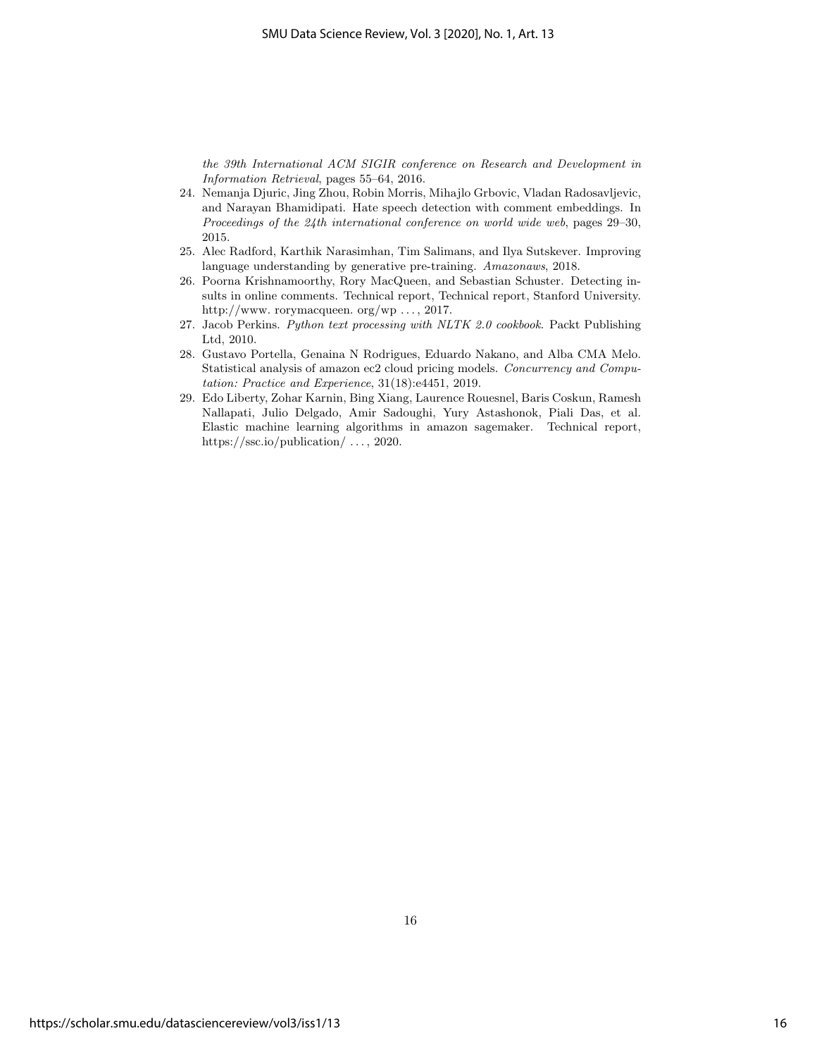*the 39th International ACM SIGIR conference on Research and Development in Information Retrieval*, pages 55–64, 2016.

24. Nemanja Djuric, Jing Zhou, Robin Morris, Mihajlo Grbovic, Vladan Radosavljevic, and Narayan Bhamidipati. Hate speech detection with comment embeddings. In *Proceedings of the 24th international conference on world wide web*, pages 29–30, 2015.
25. Alec Radford, Karthik Narasimhan, Tim Salimans, and Ilya Sutskever. Improving language understanding by generative pre-training. *Amazonaws*, 2018.
26. Poorna Krishnamoorthy, Rory MacQueen, and Sebastian Schuster. Detecting insults in online comments. Technical report, Technical report, Stanford University. http://www. rorymacqueen. org/wp ..., 2017.
27. Jacob Perkins. *Python text processing with NLTK 2.0 cookbook*. Packt Publishing Ltd, 2010.
28. Gustavo Portella, Genaina N Rodrigues, Eduardo Nakano, and Alba CMA Melo. Statistical analysis of amazon ec2 cloud pricing models. *Concurrency and Computation: Practice and Experience*, 31(18):e4451, 2019.
29. Edo Liberty, Zohar Karnin, Bing Xiang, Laurence Rouesnel, Baris Coskun, Ramesh Nallapati, Julio Delgado, Amir Sadoughi, Yury Astashonok, Piali Das, et al. Elastic machine learning algorithms in amazon sagemaker. Technical report, https://ssc.io/publication/ ..., 2020.